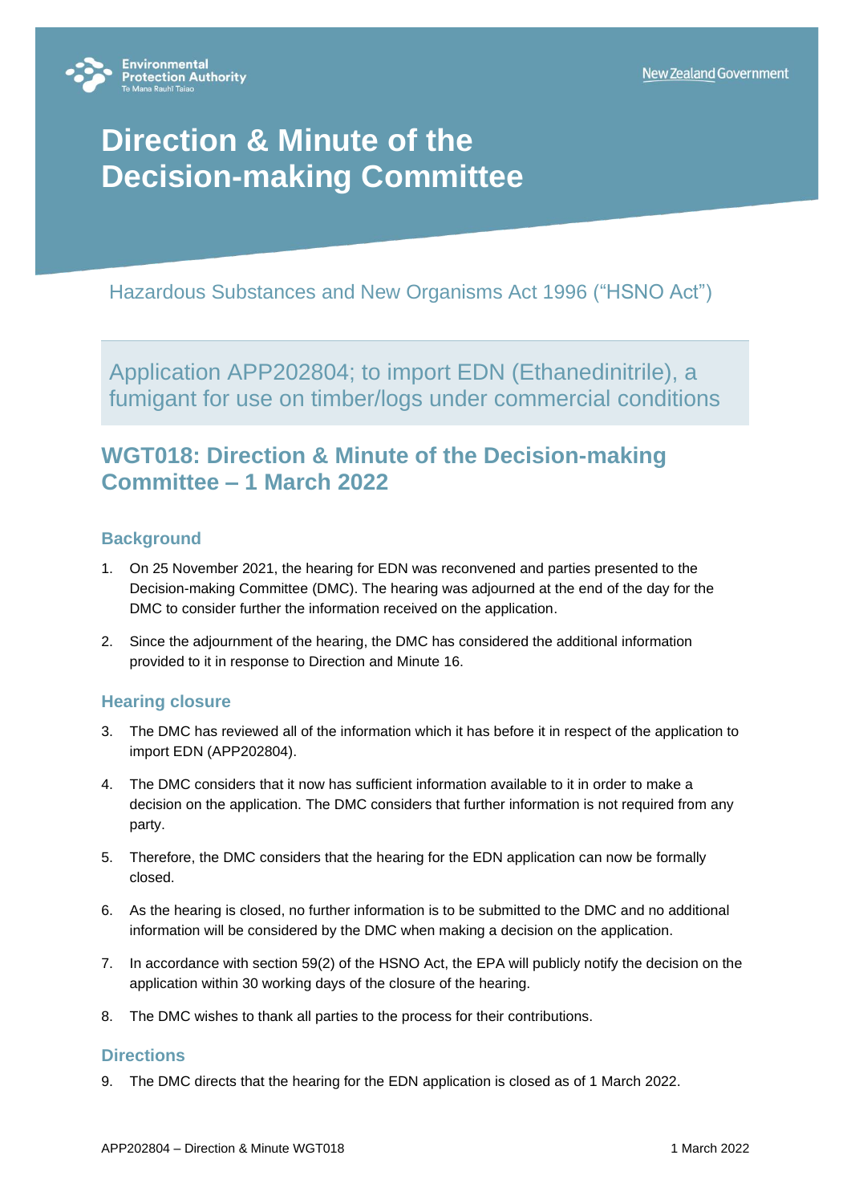Environmental Protection Authority
Te Mana Rauhī Taiao

New Zealand Government

# Direction & Minute of the Decision-making Committee

Hazardous Substances and New Organisms Act 1996 ("HSNO Act")

Application APP202804; to import EDN (Ethanedinitrile), a fumigant for use on timber/logs under commercial conditions

## WGT018: Direction & Minute of the Decision-making Committee – 1 March 2022

### Background

1. On 25 November 2021, the hearing for EDN was reconvened and parties presented to the Decision-making Committee (DMC). The hearing was adjourned at the end of the day for the DMC to consider further the information received on the application.
2. Since the adjournment of the hearing, the DMC has considered the additional information provided to it in response to Direction and Minute 16.

### Hearing closure

3. The DMC has reviewed all of the information which it has before it in respect of the application to import EDN (APP202804).
4. The DMC considers that it now has sufficient information available to it in order to make a decision on the application. The DMC considers that further information is not required from any party.
5. Therefore, the DMC considers that the hearing for the EDN application can now be formally closed.
6. As the hearing is closed, no further information is to be submitted to the DMC and no additional information will be considered by the DMC when making a decision on the application.
7. In accordance with section 59(2) of the HSNO Act, the EPA will publicly notify the decision on the application within 30 working days of the closure of the hearing.
8. The DMC wishes to thank all parties to the process for their contributions.

### Directions

9. The DMC directs that the hearing for the EDN application is closed as of 1 March 2022.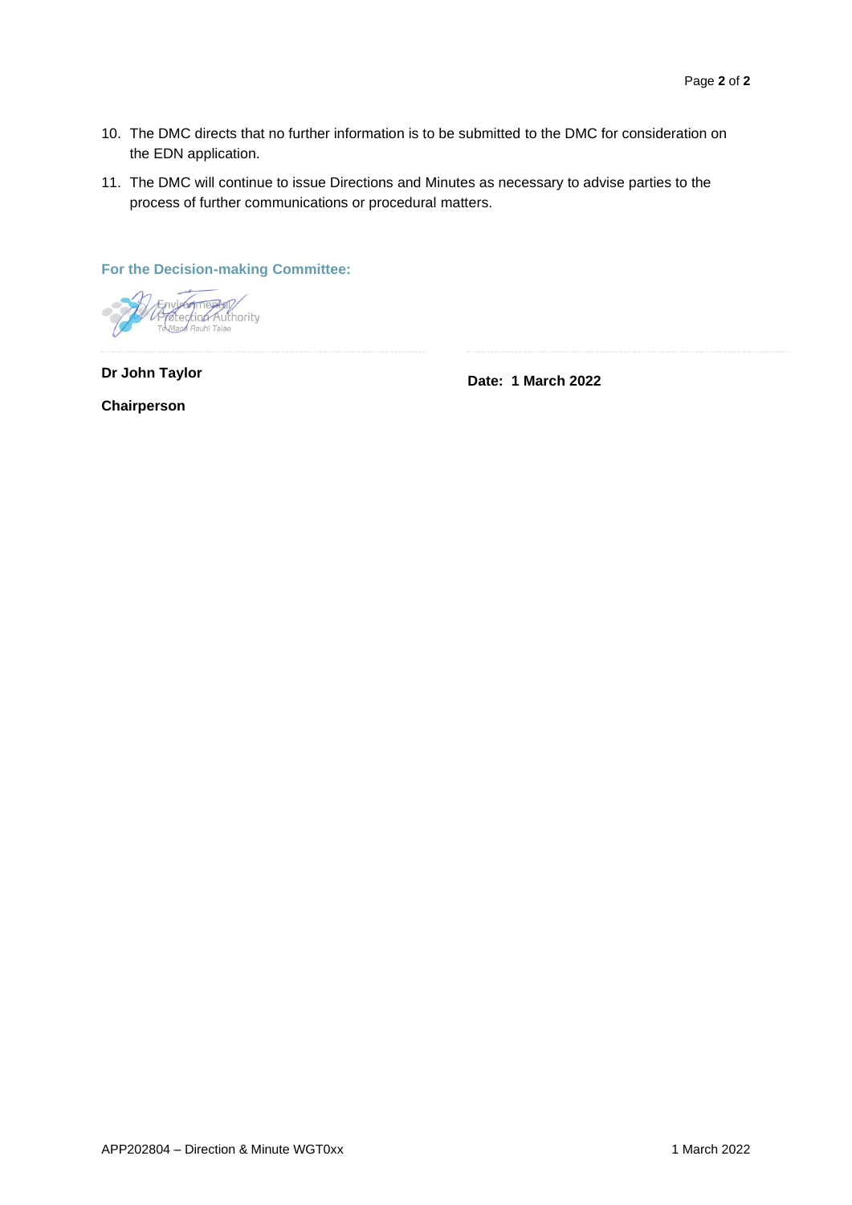10. The DMC directs that no further information is to be submitted to the DMC for consideration on the EDN application.
11. The DMC will continue to issue Directions and Minutes as necessary to advise parties to the process of further communications or procedural matters.

**For the Decision-making Committee:**

**Dr John Taylor**

**Chairperson**

**Date: 1 March 2022**